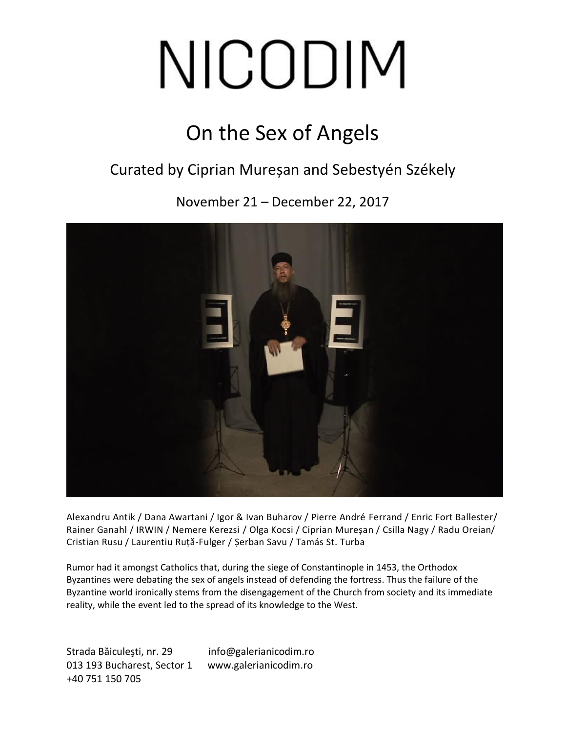# NICODIM

## On the Sex of Angels

### Curated by Ciprian Mureșan and Sebestyén Székely

November 21 – December 22, 2017

Alexandru Antik / Dana Awartani / Igor & Ivan Buharov / Pierre André Ferrand / Enric Fort Ballester/ Rainer Ganahl / IRWIN / Nemere Kerezsi / Olga Kocsi / Ciprian Mureșan / Csilla Nagy / Radu Oreian/ Cristian Rusu / Laurentiu Rușă-Fulger / Șerban Savu / Tamás St. Turba

Rumor had it amongst Catholics that, during the siege of Constantinople in 1453, the Orthodox Byzantines were debating the sex of angels instead of defending the fortress. Thus the failure of the Byzantine world ironically stems from the disengagement of the Church from society and its immediate reality, while the event led to the spread of its knowledge to the West.

Strada Băiculeşti, nr. 29
013 193 Bucharest, Sector 1
+40 751 150 705

info@galerianicodim.ro
www.galerianicodim.ro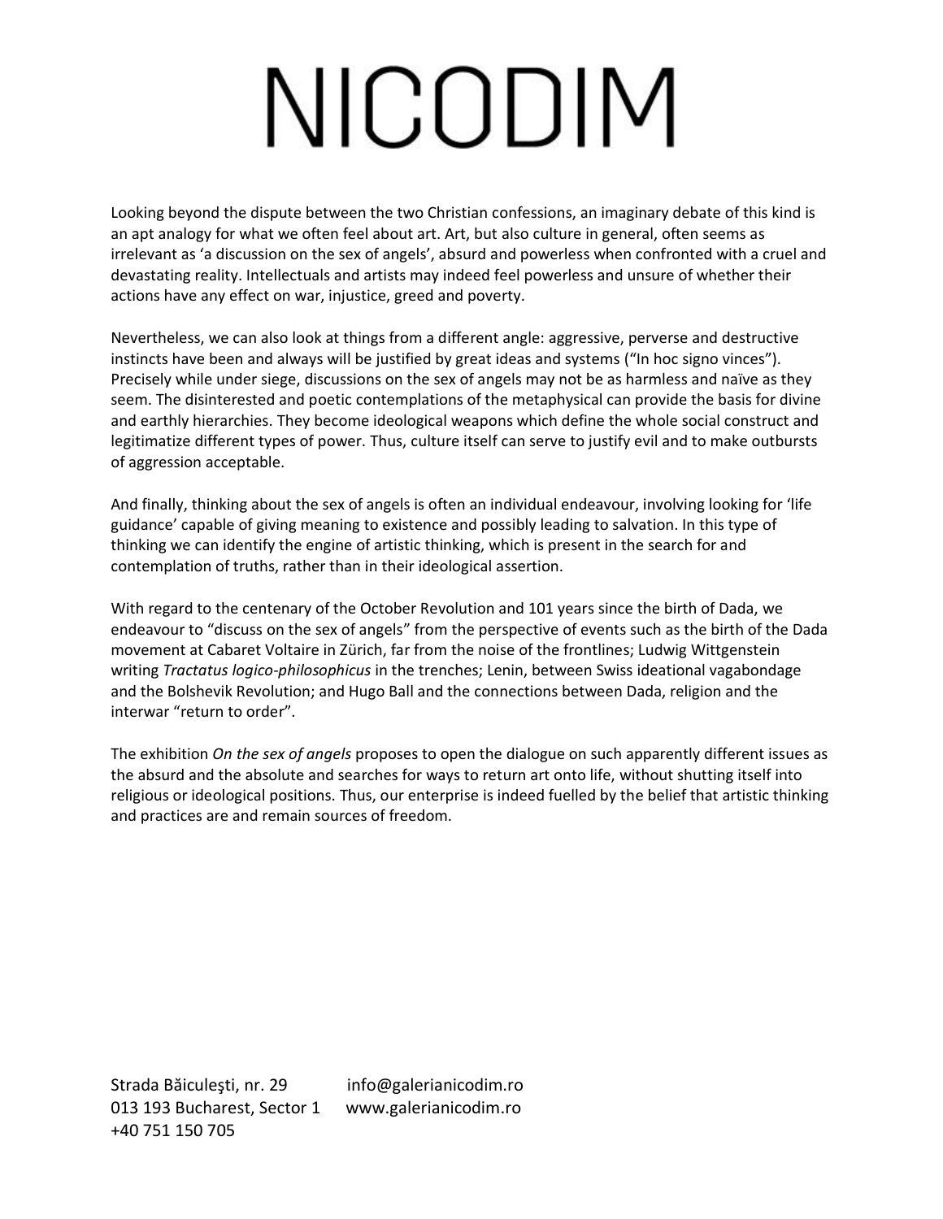Looking beyond the dispute between the two Christian confessions, an imaginary debate of this kind is an apt analogy for what we often feel about art. Art, but also culture in general, often seems as irrelevant as 'a discussion on the sex of angels', absurd and powerless when confronted with a cruel and devastating reality. Intellectuals and artists may indeed feel powerless and unsure of whether their actions have any effect on war, injustice, greed and poverty.

Nevertheless, we can also look at things from a different angle: aggressive, perverse and destructive instincts have been and always will be justified by great ideas and systems ("In hoc signo vinces"). Precisely while under siege, discussions on the sex of angels may not be as harmless and naïve as they seem. The disinterested and poetic contemplations of the metaphysical can provide the basis for divine and earthly hierarchies. They become ideological weapons which define the whole social construct and legitimize different types of power. Thus, culture itself can serve to justify evil and to make outbursts of aggression acceptable.

And finally, thinking about the sex of angels is often an individual endeavour, involving looking for 'life guidance' capable of giving meaning to existence and possibly leading to salvation. In this type of thinking we can identify the engine of artistic thinking, which is present in the search for and contemplation of truths, rather than in their ideological assertion.

With regard to the centenary of the October Revolution and 101 years since the birth of Dada, we endeavour to "discuss on the sex of angels" from the perspective of events such as the birth of the Dada movement at Cabaret Voltaire in Zürich, far from the noise of the frontlines; Ludwig Wittgenstein writing *Tractatus logico-philosophicus* in the trenches; Lenin, between Swiss ideational vagabondage and the Bolshevik Revolution; and Hugo Ball and the connections between Dada, religion and the interwar "return to order".

The exhibition *On the sex of angels* proposes to open the dialogue on such apparently different issues as the absurd and the absolute and searches for ways to return art onto life, without shutting itself into religious or ideological positions. Thus, our enterprise is indeed fuelled by the belief that artistic thinking and practices are and remain sources of freedom.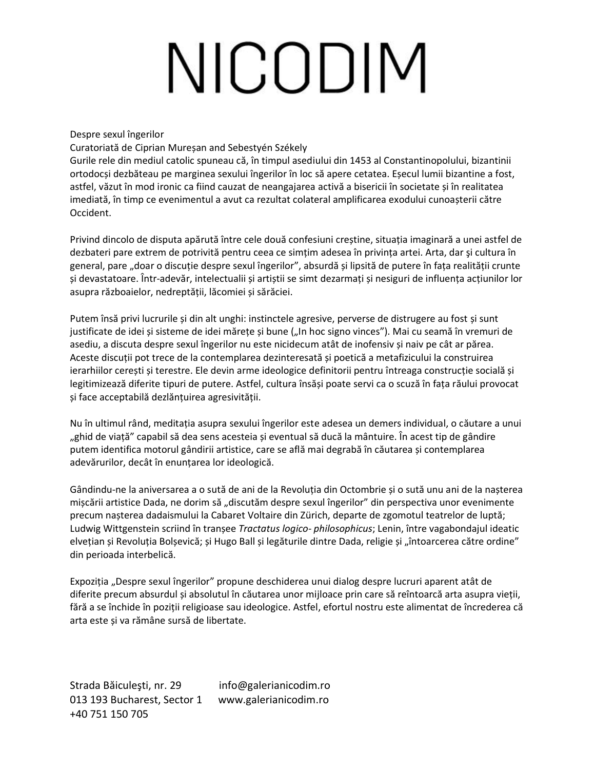# NICODIM

Despre sexul îngerilor

Curatoriată de Ciprian Mureșan and Sebestyén Székely

Gurile rele din mediul catolic spuneau că, în timpul asediului din 1453 al Constantinopolului, bizantinii ortodocși dezbăteau pe marginea sexului îngerilor în loc să apere cetatea. Eșecul lumii bizantine a fost, astfel, văzut în mod ironic ca fiind cauzat de neangajarea activă a bisericii în societate și în realitatea imediată, în timp ce evenimentul a avut ca rezultat colateral amplificarea exodului cunoașterii către Occident.

Privind dincolo de disputa apărută între cele două confesiuni creștine, situația imaginară a unei astfel de dezbateri pare extrem de potrivită pentru ceea ce simțim adesea în privința artei. Arta, dar și cultura în general, pare „doar o discuție despre sexul îngerilor”, absurdă și lipsită de putere în fața realității crunte și devastatoare. Într-adevăr, intelectualii și artiștii se simt dezarmați și nesiguri de influența acțiunilor lor asupra războaielor, nedreptății, lăcomiei și sărăciei.

Putem însă privi lucrurile și din alt unghi: instinctele agresive, perverse de distrugere au fost și sunt justificate de idei și sisteme de idei mărețe și bune („In hoc signo vinces”). Mai cu seamă în vremuri de asediu, a discuta despre sexul îngerilor nu este nicidecum atât de inofensiv și naiv pe cât ar părea. Aceste discuții pot trece de la contemplarea dezinteresată și poetică a metafizicului la construirea ierarhiilor cerești și terestre. Ele devin arme ideologice definitorii pentru întreaga construcție socială și legitimizează diferite tipuri de putere. Astfel, cultura însăși poate servi ca o scuză în fața răului provocat și face acceptabilă dezlănțuirea agresivității.

Nu în ultimul rând, meditația asupra sexului îngerilor este adesea un demers individual, o căutare a unui „ghid de viață” capabil să dea sens acesteia și eventual să ducă la mântuire. În acest tip de gândire putem identifica motorul gândirii artistice, care se află mai degrabă în căutarea și contemplarea adevărurilor, decât în enunțarea lor ideologică.

Gândindu-ne la aniversarea a o sută de ani de la Revoluția din Octombrie și o sută unu ani de la nașterea mișcării artistice Dada, ne dorim să „discutăm despre sexul îngerilor” din perspectiva unor evenimente precum nașterea dadaismului la Cabaret Voltaire din Zürich, departe de zgomotul teatrelor de luptă; Ludwig Wittgenstein scriind în tranșee *Tractatus logico- philosophicus*; Lenin, între vagabondajul ideatic elvețian și Revoluția Bolșevică; și Hugo Ball și legăturile dintre Dada, religie și „întoarcerea către ordine” din perioada interbelică.

Expoziția „Despre sexul îngerilor” propune deschiderea unui dialog despre lucruri aparent atât de diferite precum absurdul și absolutul în căutarea unor mijloace prin care să reîntoarcă arta asupra vieții, fără a se închide în poziții religioase sau ideologice. Astfel, efortul nostru este alimentat de încrederea că arta este și va rămâne sursă de libertate.

Strada Băiculești, nr. 29
013 193 Bucharest, Sector 1
+40 751 150 705

info@galerianicodim.ro
www.galerianicodim.ro